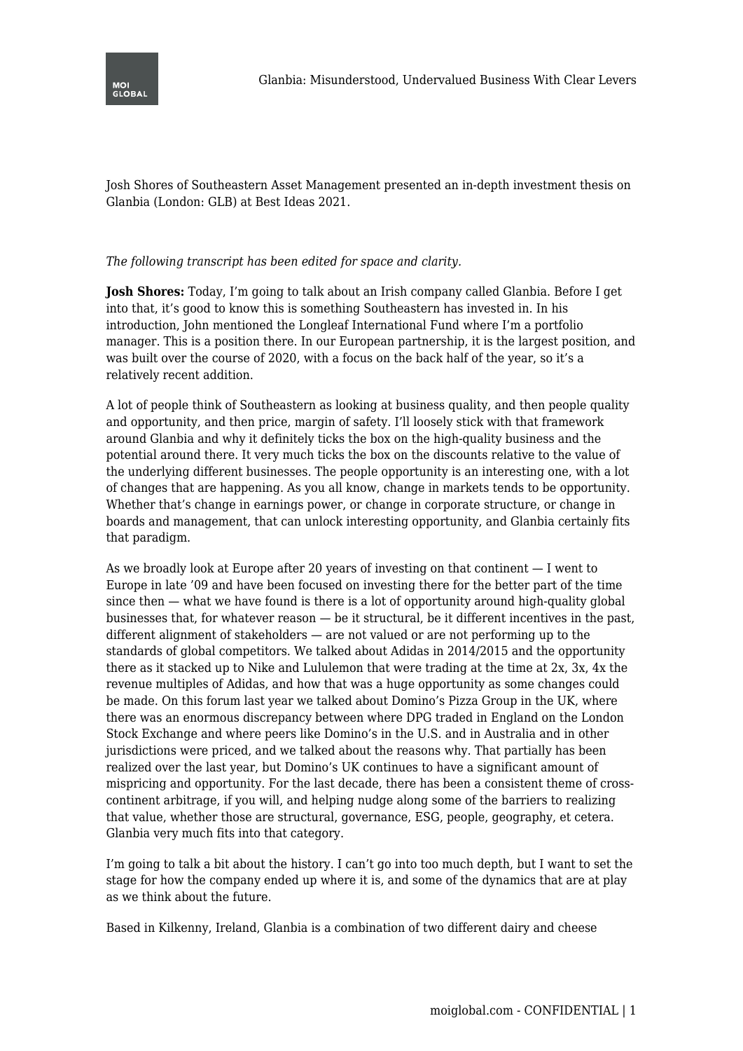Josh Shores of Southeastern Asset Management presented an in-depth investment thesis on Glanbia (London: GLB) at Best Ideas 2021.

*The following transcript has been edited for space and clarity.*

**Josh Shores:** Today, I'm going to talk about an Irish company called Glanbia. Before I get into that, it's good to know this is something Southeastern has invested in. In his introduction, John mentioned the Longleaf International Fund where I'm a portfolio manager. This is a position there. In our European partnership, it is the largest position, and was built over the course of 2020, with a focus on the back half of the year, so it's a relatively recent addition.

A lot of people think of Southeastern as looking at business quality, and then people quality and opportunity, and then price, margin of safety. I'll loosely stick with that framework around Glanbia and why it definitely ticks the box on the high-quality business and the potential around there. It very much ticks the box on the discounts relative to the value of the underlying different businesses. The people opportunity is an interesting one, with a lot of changes that are happening. As you all know, change in markets tends to be opportunity. Whether that's change in earnings power, or change in corporate structure, or change in boards and management, that can unlock interesting opportunity, and Glanbia certainly fits that paradigm.

As we broadly look at Europe after 20 years of investing on that continent — I went to Europe in late '09 and have been focused on investing there for the better part of the time since then — what we have found is there is a lot of opportunity around high-quality global businesses that, for whatever reason — be it structural, be it different incentives in the past, different alignment of stakeholders — are not valued or are not performing up to the standards of global competitors. We talked about Adidas in 2014/2015 and the opportunity there as it stacked up to Nike and Lululemon that were trading at the time at 2x, 3x, 4x the revenue multiples of Adidas, and how that was a huge opportunity as some changes could be made. On this forum last year we talked about Domino's Pizza Group in the UK, where there was an enormous discrepancy between where DPG traded in England on the London Stock Exchange and where peers like Domino's in the U.S. and in Australia and in other jurisdictions were priced, and we talked about the reasons why. That partially has been realized over the last year, but Domino's UK continues to have a significant amount of mispricing and opportunity. For the last decade, there has been a consistent theme of cross-continent arbitrage, if you will, and helping nudge along some of the barriers to realizing that value, whether those are structural, governance, ESG, people, geography, et cetera. Glanbia very much fits into that category.

I'm going to talk a bit about the history. I can't go into too much depth, but I want to set the stage for how the company ended up where it is, and some of the dynamics that are at play as we think about the future.

Based in Kilkenny, Ireland, Glanbia is a combination of two different dairy and cheese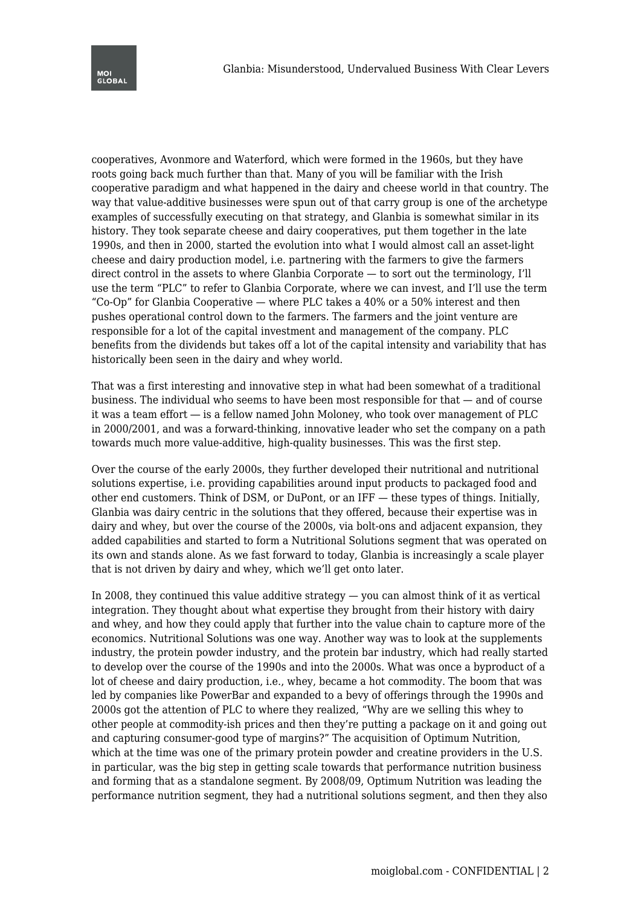cooperatives, Avonmore and Waterford, which were formed in the 1960s, but they have roots going back much further than that. Many of you will be familiar with the Irish cooperative paradigm and what happened in the dairy and cheese world in that country. The way that value-additive businesses were spun out of that carry group is one of the archetype examples of successfully executing on that strategy, and Glanbia is somewhat similar in its history. They took separate cheese and dairy cooperatives, put them together in the late 1990s, and then in 2000, started the evolution into what I would almost call an asset-light cheese and dairy production model, i.e. partnering with the farmers to give the farmers direct control in the assets to where Glanbia Corporate — to sort out the terminology, I'll use the term "PLC" to refer to Glanbia Corporate, where we can invest, and I'll use the term "Co-Op" for Glanbia Cooperative — where PLC takes a 40% or a 50% interest and then pushes operational control down to the farmers. The farmers and the joint venture are responsible for a lot of the capital investment and management of the company. PLC benefits from the dividends but takes off a lot of the capital intensity and variability that has historically been seen in the dairy and whey world.

That was a first interesting and innovative step in what had been somewhat of a traditional business. The individual who seems to have been most responsible for that — and of course it was a team effort — is a fellow named John Moloney, who took over management of PLC in 2000/2001, and was a forward-thinking, innovative leader who set the company on a path towards much more value-additive, high-quality businesses. This was the first step.

Over the course of the early 2000s, they further developed their nutritional and nutritional solutions expertise, i.e. providing capabilities around input products to packaged food and other end customers. Think of DSM, or DuPont, or an IFF — these types of things. Initially, Glanbia was dairy centric in the solutions that they offered, because their expertise was in dairy and whey, but over the course of the 2000s, via bolt-ons and adjacent expansion, they added capabilities and started to form a Nutritional Solutions segment that was operated on its own and stands alone. As we fast forward to today, Glanbia is increasingly a scale player that is not driven by dairy and whey, which we'll get onto later.

In 2008, they continued this value additive strategy — you can almost think of it as vertical integration. They thought about what expertise they brought from their history with dairy and whey, and how they could apply that further into the value chain to capture more of the economics. Nutritional Solutions was one way. Another way was to look at the supplements industry, the protein powder industry, and the protein bar industry, which had really started to develop over the course of the 1990s and into the 2000s. What was once a byproduct of a lot of cheese and dairy production, i.e., whey, became a hot commodity. The boom that was led by companies like PowerBar and expanded to a bevy of offerings through the 1990s and 2000s got the attention of PLC to where they realized, "Why are we selling this whey to other people at commodity-ish prices and then they're putting a package on it and going out and capturing consumer-good type of margins?" The acquisition of Optimum Nutrition, which at the time was one of the primary protein powder and creatine providers in the U.S. in particular, was the big step in getting scale towards that performance nutrition business and forming that as a standalone segment. By 2008/09, Optimum Nutrition was leading the performance nutrition segment, they had a nutritional solutions segment, and then they also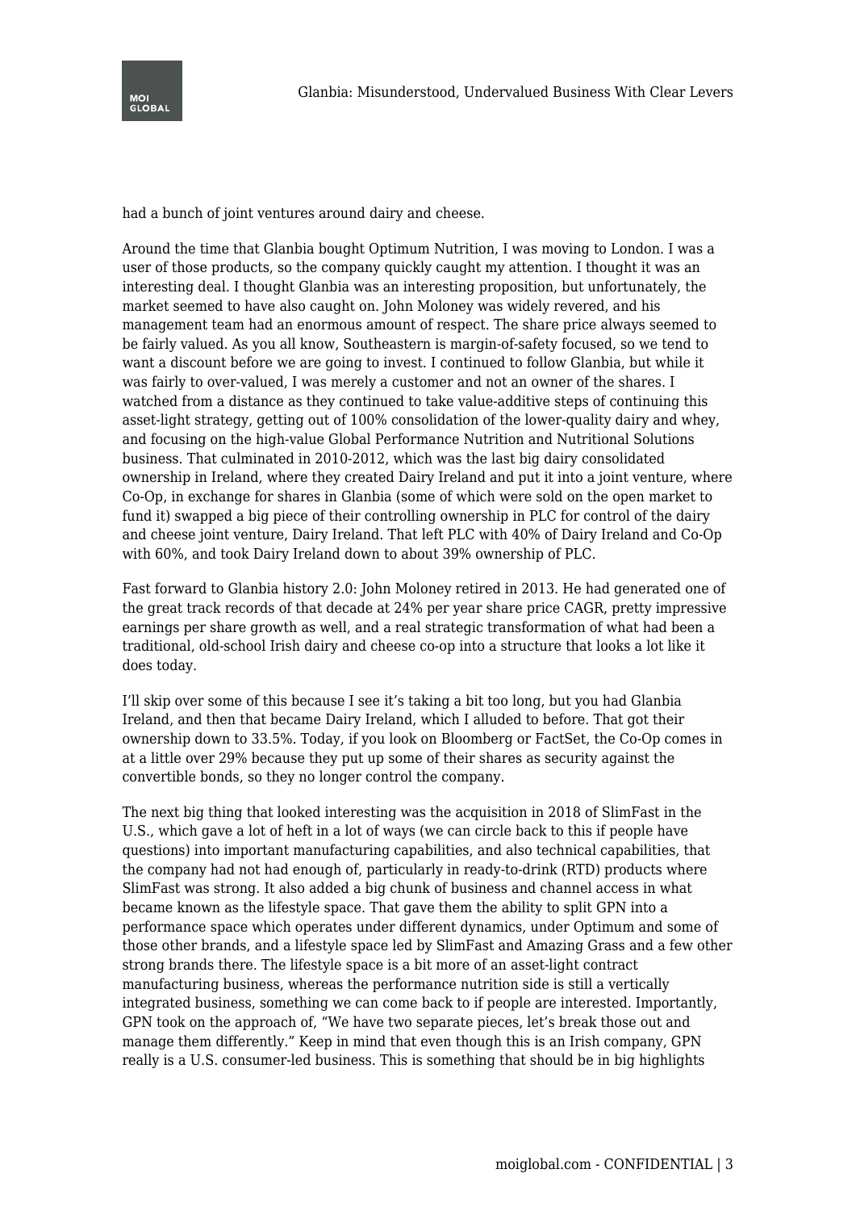had a bunch of joint ventures around dairy and cheese.

Around the time that Glanbia bought Optimum Nutrition, I was moving to London. I was a user of those products, so the company quickly caught my attention. I thought it was an interesting deal. I thought Glanbia was an interesting proposition, but unfortunately, the market seemed to have also caught on. John Moloney was widely revered, and his management team had an enormous amount of respect. The share price always seemed to be fairly valued. As you all know, Southeastern is margin-of-safety focused, so we tend to want a discount before we are going to invest. I continued to follow Glanbia, but while it was fairly to over-valued, I was merely a customer and not an owner of the shares. I watched from a distance as they continued to take value-additive steps of continuing this asset-light strategy, getting out of 100% consolidation of the lower-quality dairy and whey, and focusing on the high-value Global Performance Nutrition and Nutritional Solutions business. That culminated in 2010-2012, which was the last big dairy consolidated ownership in Ireland, where they created Dairy Ireland and put it into a joint venture, where Co-Op, in exchange for shares in Glanbia (some of which were sold on the open market to fund it) swapped a big piece of their controlling ownership in PLC for control of the dairy and cheese joint venture, Dairy Ireland. That left PLC with 40% of Dairy Ireland and Co-Op with 60%, and took Dairy Ireland down to about 39% ownership of PLC.

Fast forward to Glanbia history 2.0: John Moloney retired in 2013. He had generated one of the great track records of that decade at 24% per year share price CAGR, pretty impressive earnings per share growth as well, and a real strategic transformation of what had been a traditional, old-school Irish dairy and cheese co-op into a structure that looks a lot like it does today.

I'll skip over some of this because I see it's taking a bit too long, but you had Glanbia Ireland, and then that became Dairy Ireland, which I alluded to before. That got their ownership down to 33.5%. Today, if you look on Bloomberg or FactSet, the Co-Op comes in at a little over 29% because they put up some of their shares as security against the convertible bonds, so they no longer control the company.

The next big thing that looked interesting was the acquisition in 2018 of SlimFast in the U.S., which gave a lot of heft in a lot of ways (we can circle back to this if people have questions) into important manufacturing capabilities, and also technical capabilities, that the company had not had enough of, particularly in ready-to-drink (RTD) products where SlimFast was strong. It also added a big chunk of business and channel access in what became known as the lifestyle space. That gave them the ability to split GPN into a performance space which operates under different dynamics, under Optimum and some of those other brands, and a lifestyle space led by SlimFast and Amazing Grass and a few other strong brands there. The lifestyle space is a bit more of an asset-light contract manufacturing business, whereas the performance nutrition side is still a vertically integrated business, something we can come back to if people are interested. Importantly, GPN took on the approach of, "We have two separate pieces, let's break those out and manage them differently." Keep in mind that even though this is an Irish company, GPN really is a U.S. consumer-led business. This is something that should be in big highlights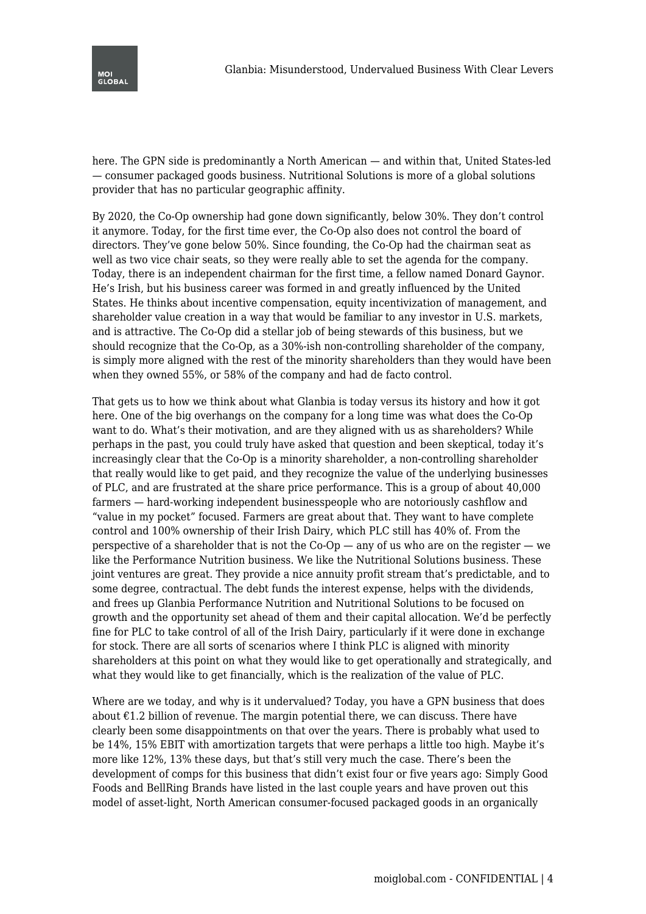here. The GPN side is predominantly a North American — and within that, United States-led — consumer packaged goods business. Nutritional Solutions is more of a global solutions provider that has no particular geographic affinity.

By 2020, the Co-Op ownership had gone down significantly, below 30%. They don't control it anymore. Today, for the first time ever, the Co-Op also does not control the board of directors. They've gone below 50%. Since founding, the Co-Op had the chairman seat as well as two vice chair seats, so they were really able to set the agenda for the company. Today, there is an independent chairman for the first time, a fellow named Donard Gaynor. He's Irish, but his business career was formed in and greatly influenced by the United States. He thinks about incentive compensation, equity incentivization of management, and shareholder value creation in a way that would be familiar to any investor in U.S. markets, and is attractive. The Co-Op did a stellar job of being stewards of this business, but we should recognize that the Co-Op, as a 30%-ish non-controlling shareholder of the company, is simply more aligned with the rest of the minority shareholders than they would have been when they owned 55%, or 58% of the company and had de facto control.

That gets us to how we think about what Glanbia is today versus its history and how it got here. One of the big overhangs on the company for a long time was what does the Co-Op want to do. What's their motivation, and are they aligned with us as shareholders? While perhaps in the past, you could truly have asked that question and been skeptical, today it's increasingly clear that the Co-Op is a minority shareholder, a non-controlling shareholder that really would like to get paid, and they recognize the value of the underlying businesses of PLC, and are frustrated at the share price performance. This is a group of about 40,000 farmers — hard-working independent businesspeople who are notoriously cashflow and "value in my pocket" focused. Farmers are great about that. They want to have complete control and 100% ownership of their Irish Dairy, which PLC still has 40% of. From the perspective of a shareholder that is not the Co-Op — any of us who are on the register — we like the Performance Nutrition business. We like the Nutritional Solutions business. These joint ventures are great. They provide a nice annuity profit stream that's predictable, and to some degree, contractual. The debt funds the interest expense, helps with the dividends, and frees up Glanbia Performance Nutrition and Nutritional Solutions to be focused on growth and the opportunity set ahead of them and their capital allocation. We'd be perfectly fine for PLC to take control of all of the Irish Dairy, particularly if it were done in exchange for stock. There are all sorts of scenarios where I think PLC is aligned with minority shareholders at this point on what they would like to get operationally and strategically, and what they would like to get financially, which is the realization of the value of PLC.

Where are we today, and why is it undervalued? Today, you have a GPN business that does about €1.2 billion of revenue. The margin potential there, we can discuss. There have clearly been some disappointments on that over the years. There is probably what used to be 14%, 15% EBIT with amortization targets that were perhaps a little too high. Maybe it's more like 12%, 13% these days, but that's still very much the case. There's been the development of comps for this business that didn't exist four or five years ago: Simply Good Foods and BellRing Brands have listed in the last couple years and have proven out this model of asset-light, North American consumer-focused packaged goods in an organically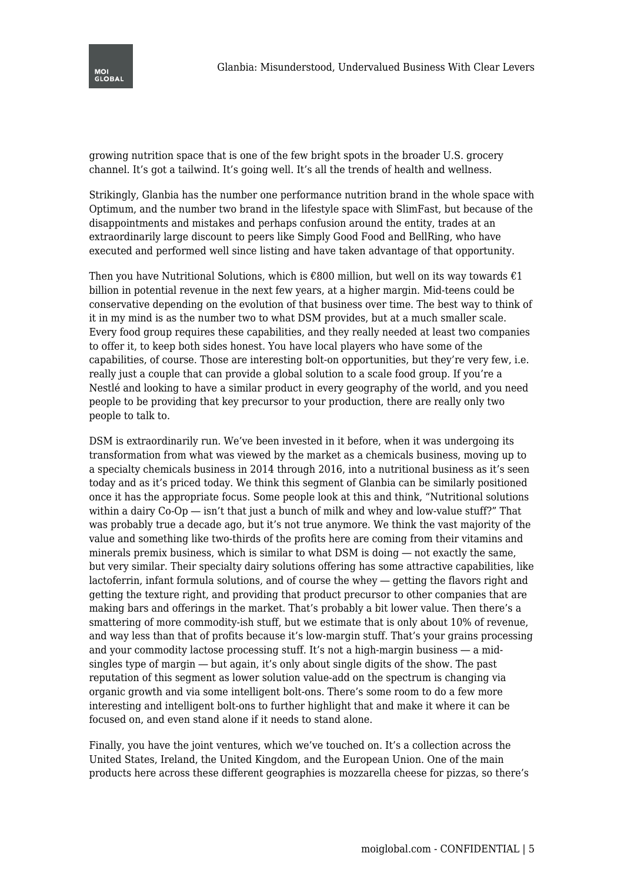growing nutrition space that is one of the few bright spots in the broader U.S. grocery channel. It's got a tailwind. It's going well. It's all the trends of health and wellness.

Strikingly, Glanbia has the number one performance nutrition brand in the whole space with Optimum, and the number two brand in the lifestyle space with SlimFast, but because of the disappointments and mistakes and perhaps confusion around the entity, trades at an extraordinarily large discount to peers like Simply Good Food and BellRing, who have executed and performed well since listing and have taken advantage of that opportunity.

Then you have Nutritional Solutions, which is €800 million, but well on its way towards €1 billion in potential revenue in the next few years, at a higher margin. Mid-teens could be conservative depending on the evolution of that business over time. The best way to think of it in my mind is as the number two to what DSM provides, but at a much smaller scale. Every food group requires these capabilities, and they really needed at least two companies to offer it, to keep both sides honest. You have local players who have some of the capabilities, of course. Those are interesting bolt-on opportunities, but they're very few, i.e. really just a couple that can provide a global solution to a scale food group. If you're a Nestlé and looking to have a similar product in every geography of the world, and you need people to be providing that key precursor to your production, there are really only two people to talk to.

DSM is extraordinarily run. We've been invested in it before, when it was undergoing its transformation from what was viewed by the market as a chemicals business, moving up to a specialty chemicals business in 2014 through 2016, into a nutritional business as it's seen today and as it's priced today. We think this segment of Glanbia can be similarly positioned once it has the appropriate focus. Some people look at this and think, "Nutritional solutions within a dairy Co-Op — isn't that just a bunch of milk and whey and low-value stuff?" That was probably true a decade ago, but it's not true anymore. We think the vast majority of the value and something like two-thirds of the profits here are coming from their vitamins and minerals premix business, which is similar to what DSM is doing — not exactly the same, but very similar. Their specialty dairy solutions offering has some attractive capabilities, like lactoferrin, infant formula solutions, and of course the whey — getting the flavors right and getting the texture right, and providing that product precursor to other companies that are making bars and offerings in the market. That's probably a bit lower value. Then there's a smattering of more commodity-ish stuff, but we estimate that is only about 10% of revenue, and way less than that of profits because it's low-margin stuff. That's your grains processing and your commodity lactose processing stuff. It's not a high-margin business — a mid-singles type of margin — but again, it's only about single digits of the show. The past reputation of this segment as lower solution value-add on the spectrum is changing via organic growth and via some intelligent bolt-ons. There's some room to do a few more interesting and intelligent bolt-ons to further highlight that and make it where it can be focused on, and even stand alone if it needs to stand alone.

Finally, you have the joint ventures, which we've touched on. It's a collection across the United States, Ireland, the United Kingdom, and the European Union. One of the main products here across these different geographies is mozzarella cheese for pizzas, so there's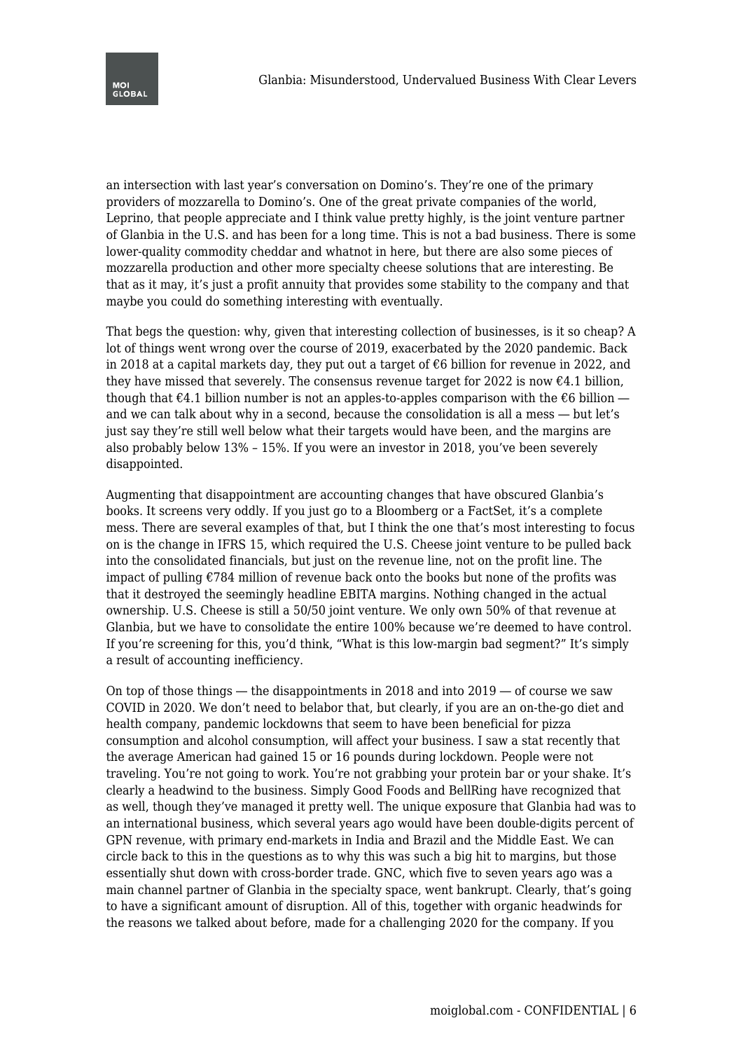an intersection with last year's conversation on Domino's. They're one of the primary providers of mozzarella to Domino's. One of the great private companies of the world, Leprino, that people appreciate and I think value pretty highly, is the joint venture partner of Glanbia in the U.S. and has been for a long time. This is not a bad business. There is some lower-quality commodity cheddar and whatnot in here, but there are also some pieces of mozzarella production and other more specialty cheese solutions that are interesting. Be that as it may, it's just a profit annuity that provides some stability to the company and that maybe you could do something interesting with eventually.

That begs the question: why, given that interesting collection of businesses, is it so cheap? A lot of things went wrong over the course of 2019, exacerbated by the 2020 pandemic. Back in 2018 at a capital markets day, they put out a target of €6 billion for revenue in 2022, and they have missed that severely. The consensus revenue target for 2022 is now €4.1 billion, though that €4.1 billion number is not an apples-to-apples comparison with the €6 billion — and we can talk about why in a second, because the consolidation is all a mess — but let's just say they're still well below what their targets would have been, and the margins are also probably below 13% – 15%. If you were an investor in 2018, you've been severely disappointed.

Augmenting that disappointment are accounting changes that have obscured Glanbia's books. It screens very oddly. If you just go to a Bloomberg or a FactSet, it's a complete mess. There are several examples of that, but I think the one that's most interesting to focus on is the change in IFRS 15, which required the U.S. Cheese joint venture to be pulled back into the consolidated financials, but just on the revenue line, not on the profit line. The impact of pulling €784 million of revenue back onto the books but none of the profits was that it destroyed the seemingly headline EBITA margins. Nothing changed in the actual ownership. U.S. Cheese is still a 50/50 joint venture. We only own 50% of that revenue at Glanbia, but we have to consolidate the entire 100% because we're deemed to have control. If you're screening for this, you'd think, "What is this low-margin bad segment?" It's simply a result of accounting inefficiency.

On top of those things — the disappointments in 2018 and into 2019 — of course we saw COVID in 2020. We don't need to belabor that, but clearly, if you are an on-the-go diet and health company, pandemic lockdowns that seem to have been beneficial for pizza consumption and alcohol consumption, will affect your business. I saw a stat recently that the average American had gained 15 or 16 pounds during lockdown. People were not traveling. You're not going to work. You're not grabbing your protein bar or your shake. It's clearly a headwind to the business. Simply Good Foods and BellRing have recognized that as well, though they've managed it pretty well. The unique exposure that Glanbia had was to an international business, which several years ago would have been double-digits percent of GPN revenue, with primary end-markets in India and Brazil and the Middle East. We can circle back to this in the questions as to why this was such a big hit to margins, but those essentially shut down with cross-border trade. GNC, which five to seven years ago was a main channel partner of Glanbia in the specialty space, went bankrupt. Clearly, that's going to have a significant amount of disruption. All of this, together with organic headwinds for the reasons we talked about before, made for a challenging 2020 for the company. If you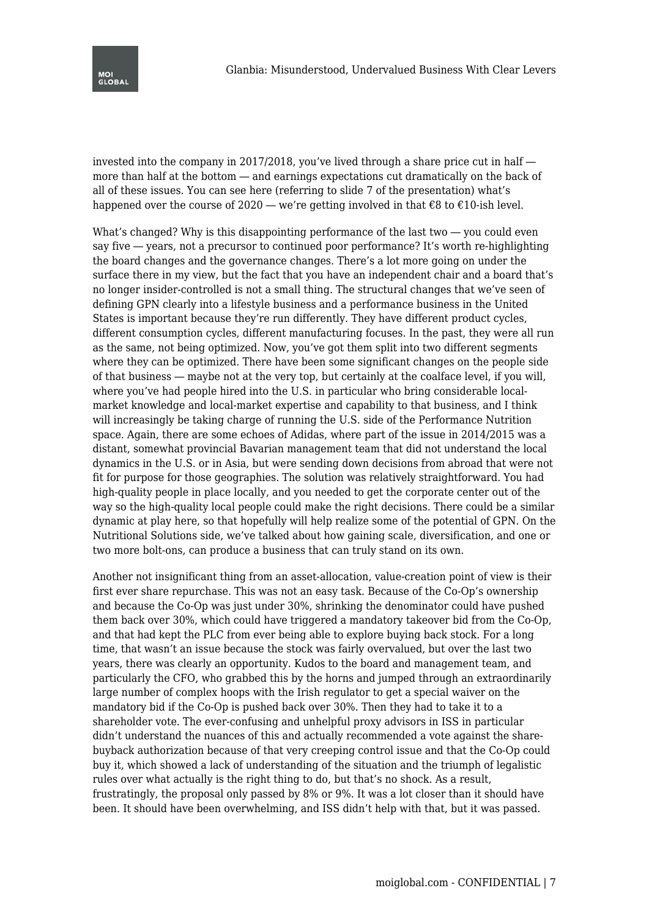invested into the company in 2017/2018, you've lived through a share price cut in half — more than half at the bottom — and earnings expectations cut dramatically on the back of all of these issues. You can see here (referring to slide 7 of the presentation) what's happened over the course of 2020 — we're getting involved in that €8 to €10-ish level.

What's changed? Why is this disappointing performance of the last two — you could even say five — years, not a precursor to continued poor performance? It's worth re-highlighting the board changes and the governance changes. There's a lot more going on under the surface there in my view, but the fact that you have an independent chair and a board that's no longer insider-controlled is not a small thing. The structural changes that we've seen of defining GPN clearly into a lifestyle business and a performance business in the United States is important because they're run differently. They have different product cycles, different consumption cycles, different manufacturing focuses. In the past, they were all run as the same, not being optimized. Now, you've got them split into two different segments where they can be optimized. There have been some significant changes on the people side of that business — maybe not at the very top, but certainly at the coalface level, if you will, where you've had people hired into the U.S. in particular who bring considerable local-market knowledge and local-market expertise and capability to that business, and I think will increasingly be taking charge of running the U.S. side of the Performance Nutrition space. Again, there are some echoes of Adidas, where part of the issue in 2014/2015 was a distant, somewhat provincial Bavarian management team that did not understand the local dynamics in the U.S. or in Asia, but were sending down decisions from abroad that were not fit for purpose for those geographies. The solution was relatively straightforward. You had high-quality people in place locally, and you needed to get the corporate center out of the way so the high-quality local people could make the right decisions. There could be a similar dynamic at play here, so that hopefully will help realize some of the potential of GPN. On the Nutritional Solutions side, we've talked about how gaining scale, diversification, and one or two more bolt-ons, can produce a business that can truly stand on its own.

Another not insignificant thing from an asset-allocation, value-creation point of view is their first ever share repurchase. This was not an easy task. Because of the Co-Op's ownership and because the Co-Op was just under 30%, shrinking the denominator could have pushed them back over 30%, which could have triggered a mandatory takeover bid from the Co-Op, and that had kept the PLC from ever being able to explore buying back stock. For a long time, that wasn't an issue because the stock was fairly overvalued, but over the last two years, there was clearly an opportunity. Kudos to the board and management team, and particularly the CFO, who grabbed this by the horns and jumped through an extraordinarily large number of complex hoops with the Irish regulator to get a special waiver on the mandatory bid if the Co-Op is pushed back over 30%. Then they had to take it to a shareholder vote. The ever-confusing and unhelpful proxy advisors in ISS in particular didn't understand the nuances of this and actually recommended a vote against the share-buyback authorization because of that very creeping control issue and that the Co-Op could buy it, which showed a lack of understanding of the situation and the triumph of legalistic rules over what actually is the right thing to do, but that's no shock. As a result, frustratingly, the proposal only passed by 8% or 9%. It was a lot closer than it should have been. It should have been overwhelming, and ISS didn't help with that, but it was passed.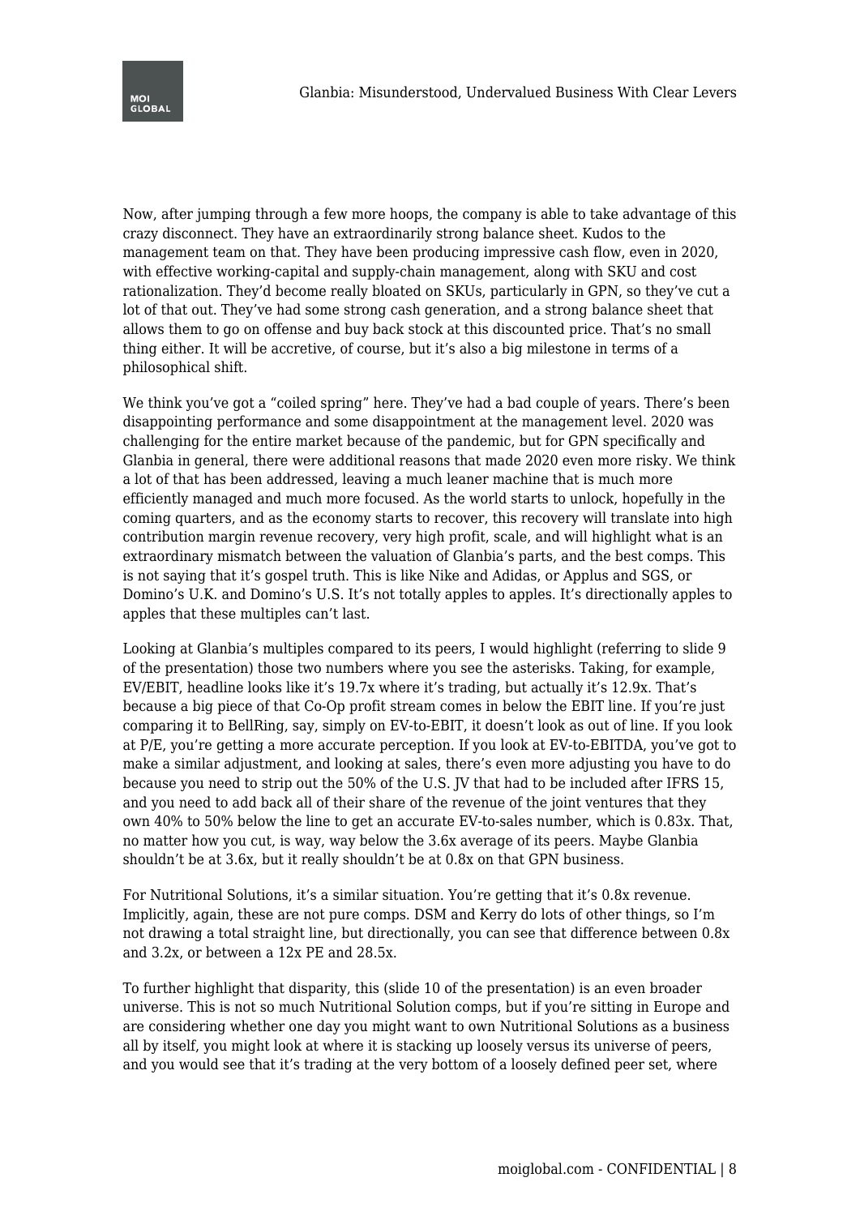Now, after jumping through a few more hoops, the company is able to take advantage of this crazy disconnect. They have an extraordinarily strong balance sheet. Kudos to the management team on that. They have been producing impressive cash flow, even in 2020, with effective working-capital and supply-chain management, along with SKU and cost rationalization. They'd become really bloated on SKUs, particularly in GPN, so they've cut a lot of that out. They've had some strong cash generation, and a strong balance sheet that allows them to go on offense and buy back stock at this discounted price. That's no small thing either. It will be accretive, of course, but it's also a big milestone in terms of a philosophical shift.

We think you've got a "coiled spring" here. They've had a bad couple of years. There's been disappointing performance and some disappointment at the management level. 2020 was challenging for the entire market because of the pandemic, but for GPN specifically and Glanbia in general, there were additional reasons that made 2020 even more risky. We think a lot of that has been addressed, leaving a much leaner machine that is much more efficiently managed and much more focused. As the world starts to unlock, hopefully in the coming quarters, and as the economy starts to recover, this recovery will translate into high contribution margin revenue recovery, very high profit, scale, and will highlight what is an extraordinary mismatch between the valuation of Glanbia's parts, and the best comps. This is not saying that it's gospel truth. This is like Nike and Adidas, or Applus and SGS, or Domino's U.K. and Domino's U.S. It's not totally apples to apples. It's directionally apples to apples that these multiples can't last.

Looking at Glanbia's multiples compared to its peers, I would highlight (referring to slide 9 of the presentation) those two numbers where you see the asterisks. Taking, for example, EV/EBIT, headline looks like it's 19.7x where it's trading, but actually it's 12.9x. That's because a big piece of that Co-Op profit stream comes in below the EBIT line. If you're just comparing it to BellRing, say, simply on EV-to-EBIT, it doesn't look as out of line. If you look at P/E, you're getting a more accurate perception. If you look at EV-to-EBITDA, you've got to make a similar adjustment, and looking at sales, there's even more adjusting you have to do because you need to strip out the 50% of the U.S. JV that had to be included after IFRS 15, and you need to add back all of their share of the revenue of the joint ventures that they own 40% to 50% below the line to get an accurate EV-to-sales number, which is 0.83x. That, no matter how you cut, is way, way below the 3.6x average of its peers. Maybe Glanbia shouldn't be at 3.6x, but it really shouldn't be at 0.8x on that GPN business.

For Nutritional Solutions, it's a similar situation. You're getting that it's 0.8x revenue. Implicitly, again, these are not pure comps. DSM and Kerry do lots of other things, so I'm not drawing a total straight line, but directionally, you can see that difference between 0.8x and 3.2x, or between a 12x PE and 28.5x.

To further highlight that disparity, this (slide 10 of the presentation) is an even broader universe. This is not so much Nutritional Solution comps, but if you're sitting in Europe and are considering whether one day you might want to own Nutritional Solutions as a business all by itself, you might look at where it is stacking up loosely versus its universe of peers, and you would see that it's trading at the very bottom of a loosely defined peer set, where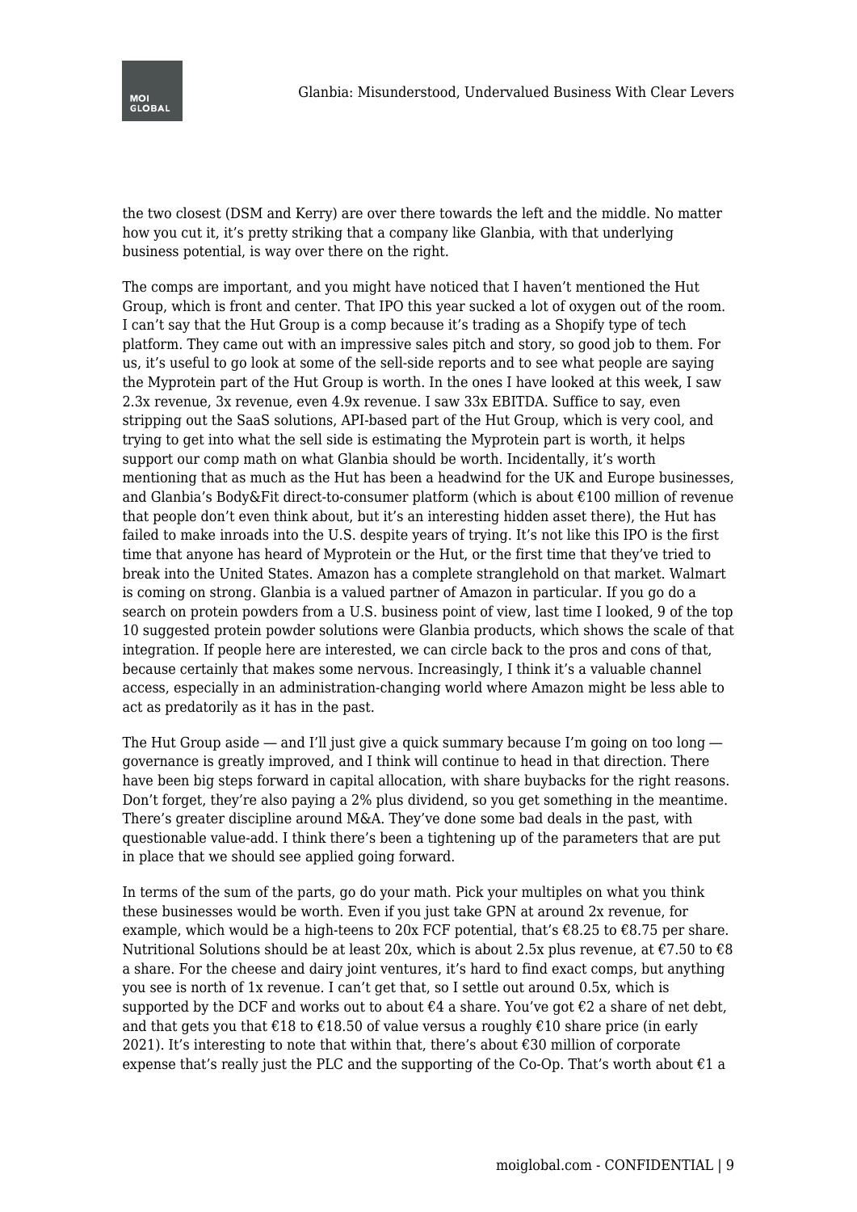the two closest (DSM and Kerry) are over there towards the left and the middle. No matter how you cut it, it's pretty striking that a company like Glanbia, with that underlying business potential, is way over there on the right.

The comps are important, and you might have noticed that I haven't mentioned the Hut Group, which is front and center. That IPO this year sucked a lot of oxygen out of the room. I can't say that the Hut Group is a comp because it's trading as a Shopify type of tech platform. They came out with an impressive sales pitch and story, so good job to them. For us, it's useful to go look at some of the sell-side reports and to see what people are saying the Myprotein part of the Hut Group is worth. In the ones I have looked at this week, I saw 2.3x revenue, 3x revenue, even 4.9x revenue. I saw 33x EBITDA. Suffice to say, even stripping out the SaaS solutions, API-based part of the Hut Group, which is very cool, and trying to get into what the sell side is estimating the Myprotein part is worth, it helps support our comp math on what Glanbia should be worth. Incidentally, it's worth mentioning that as much as the Hut has been a headwind for the UK and Europe businesses, and Glanbia's Body&Fit direct-to-consumer platform (which is about €100 million of revenue that people don't even think about, but it's an interesting hidden asset there), the Hut has failed to make inroads into the U.S. despite years of trying. It's not like this IPO is the first time that anyone has heard of Myprotein or the Hut, or the first time that they've tried to break into the United States. Amazon has a complete stranglehold on that market. Walmart is coming on strong. Glanbia is a valued partner of Amazon in particular. If you go do a search on protein powders from a U.S. business point of view, last time I looked, 9 of the top 10 suggested protein powder solutions were Glanbia products, which shows the scale of that integration. If people here are interested, we can circle back to the pros and cons of that, because certainly that makes some nervous. Increasingly, I think it's a valuable channel access, especially in an administration-changing world where Amazon might be less able to act as predatorily as it has in the past.

The Hut Group aside — and I'll just give a quick summary because I'm going on too long — governance is greatly improved, and I think will continue to head in that direction. There have been big steps forward in capital allocation, with share buybacks for the right reasons. Don't forget, they're also paying a 2% plus dividend, so you get something in the meantime. There's greater discipline around M&A. They've done some bad deals in the past, with questionable value-add. I think there's been a tightening up of the parameters that are put in place that we should see applied going forward.

In terms of the sum of the parts, go do your math. Pick your multiples on what you think these businesses would be worth. Even if you just take GPN at around 2x revenue, for example, which would be a high-teens to 20x FCF potential, that's €8.25 to €8.75 per share. Nutritional Solutions should be at least 20x, which is about 2.5x plus revenue, at €7.50 to €8 a share. For the cheese and dairy joint ventures, it's hard to find exact comps, but anything you see is north of 1x revenue. I can't get that, so I settle out around 0.5x, which is supported by the DCF and works out to about €4 a share. You've got €2 a share of net debt, and that gets you that €18 to €18.50 of value versus a roughly €10 share price (in early 2021). It's interesting to note that within that, there's about €30 million of corporate expense that's really just the PLC and the supporting of the Co-Op. That's worth about €1 a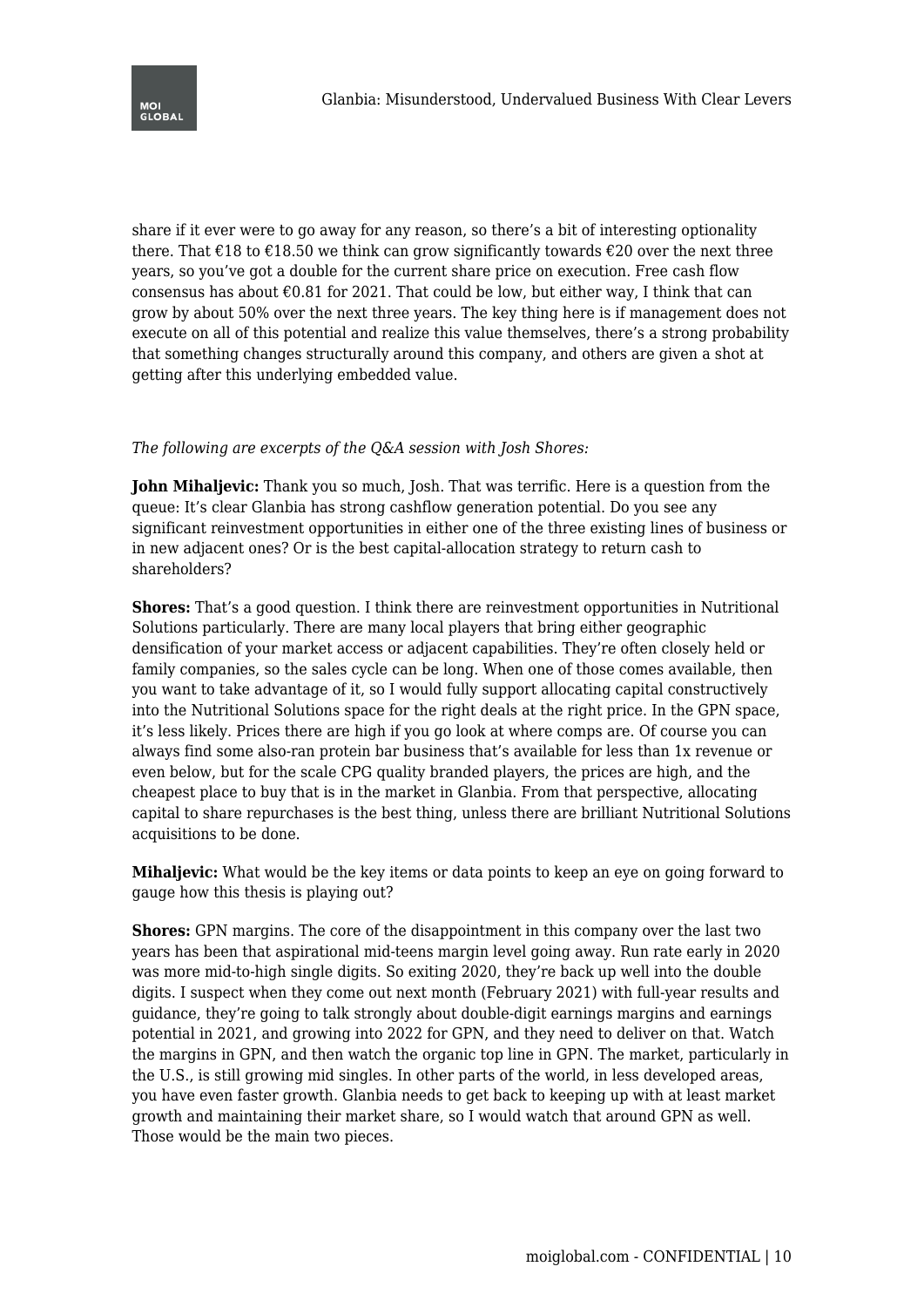share if it ever were to go away for any reason, so there's a bit of interesting optionality there. That €18 to €18.50 we think can grow significantly towards €20 over the next three years, so you've got a double for the current share price on execution. Free cash flow consensus has about €0.81 for 2021. That could be low, but either way, I think that can grow by about 50% over the next three years. The key thing here is if management does not execute on all of this potential and realize this value themselves, there's a strong probability that something changes structurally around this company, and others are given a shot at getting after this underlying embedded value.

*The following are excerpts of the Q&A session with Josh Shores:*

**John Mihaljevic:** Thank you so much, Josh. That was terrific. Here is a question from the queue: It's clear Glanbia has strong cashflow generation potential. Do you see any significant reinvestment opportunities in either one of the three existing lines of business or in new adjacent ones? Or is the best capital-allocation strategy to return cash to shareholders?

**Shores:** That's a good question. I think there are reinvestment opportunities in Nutritional Solutions particularly. There are many local players that bring either geographic densification of your market access or adjacent capabilities. They're often closely held or family companies, so the sales cycle can be long. When one of those comes available, then you want to take advantage of it, so I would fully support allocating capital constructively into the Nutritional Solutions space for the right deals at the right price. In the GPN space, it's less likely. Prices there are high if you go look at where comps are. Of course you can always find some also-ran protein bar business that's available for less than 1x revenue or even below, but for the scale CPG quality branded players, the prices are high, and the cheapest place to buy that is in the market in Glanbia. From that perspective, allocating capital to share repurchases is the best thing, unless there are brilliant Nutritional Solutions acquisitions to be done.

**Mihaljevic:** What would be the key items or data points to keep an eye on going forward to gauge how this thesis is playing out?

**Shores:** GPN margins. The core of the disappointment in this company over the last two years has been that aspirational mid-teens margin level going away. Run rate early in 2020 was more mid-to-high single digits. So exiting 2020, they're back up well into the double digits. I suspect when they come out next month (February 2021) with full-year results and guidance, they're going to talk strongly about double-digit earnings margins and earnings potential in 2021, and growing into 2022 for GPN, and they need to deliver on that. Watch the margins in GPN, and then watch the organic top line in GPN. The market, particularly in the U.S., is still growing mid singles. In other parts of the world, in less developed areas, you have even faster growth. Glanbia needs to get back to keeping up with at least market growth and maintaining their market share, so I would watch that around GPN as well. Those would be the main two pieces.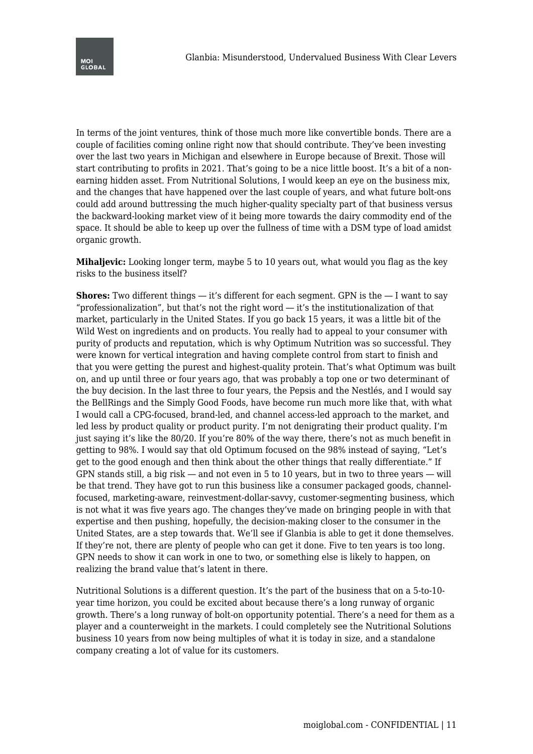In terms of the joint ventures, think of those much more like convertible bonds. There are a couple of facilities coming online right now that should contribute. They've been investing over the last two years in Michigan and elsewhere in Europe because of Brexit. Those will start contributing to profits in 2021. That's going to be a nice little boost. It's a bit of a non-earning hidden asset. From Nutritional Solutions, I would keep an eye on the business mix, and the changes that have happened over the last couple of years, and what future bolt-ons could add around buttressing the much higher-quality specialty part of that business versus the backward-looking market view of it being more towards the dairy commodity end of the space. It should be able to keep up over the fullness of time with a DSM type of load amidst organic growth.

**Mihaljevic:** Looking longer term, maybe 5 to 10 years out, what would you flag as the key risks to the business itself?

**Shores:** Two different things — it's different for each segment. GPN is the — I want to say "professionalization", but that's not the right word — it's the institutionalization of that market, particularly in the United States. If you go back 15 years, it was a little bit of the Wild West on ingredients and on products. You really had to appeal to your consumer with purity of products and reputation, which is why Optimum Nutrition was so successful. They were known for vertical integration and having complete control from start to finish and that you were getting the purest and highest-quality protein. That's what Optimum was built on, and up until three or four years ago, that was probably a top one or two determinant of the buy decision. In the last three to four years, the Pepsis and the Nestlés, and I would say the BellRings and the Simply Good Foods, have become run much more like that, with what I would call a CPG-focused, brand-led, and channel access-led approach to the market, and led less by product quality or product purity. I'm not denigrating their product quality. I'm just saying it's like the 80/20. If you're 80% of the way there, there's not as much benefit in getting to 98%. I would say that old Optimum focused on the 98% instead of saying, "Let's get to the good enough and then think about the other things that really differentiate." If GPN stands still, a big risk — and not even in 5 to 10 years, but in two to three years — will be that trend. They have got to run this business like a consumer packaged goods, channel-focused, marketing-aware, reinvestment-dollar-savvy, customer-segmenting business, which is not what it was five years ago. The changes they've made on bringing people in with that expertise and then pushing, hopefully, the decision-making closer to the consumer in the United States, are a step towards that. We'll see if Glanbia is able to get it done themselves. If they're not, there are plenty of people who can get it done. Five to ten years is too long. GPN needs to show it can work in one to two, or something else is likely to happen, on realizing the brand value that's latent in there.

Nutritional Solutions is a different question. It's the part of the business that on a 5-to-10-year time horizon, you could be excited about because there's a long runway of organic growth. There's a long runway of bolt-on opportunity potential. There's a need for them as a player and a counterweight in the markets. I could completely see the Nutritional Solutions business 10 years from now being multiples of what it is today in size, and a standalone company creating a lot of value for its customers.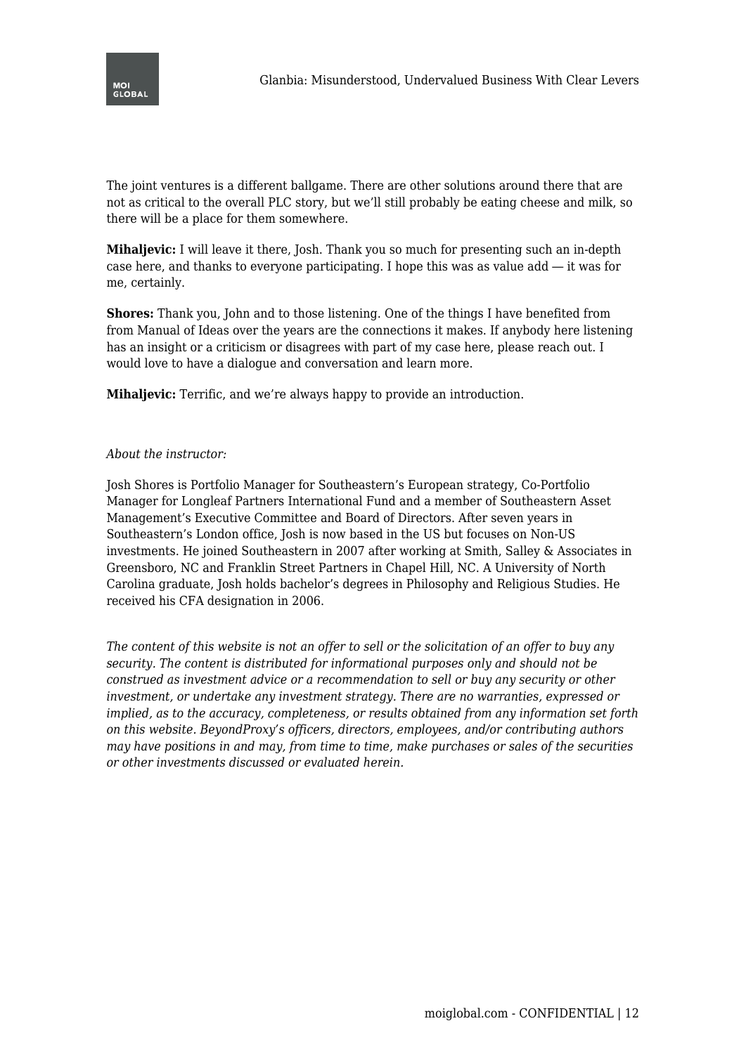The joint ventures is a different ballgame. There are other solutions around there that are not as critical to the overall PLC story, but we'll still probably be eating cheese and milk, so there will be a place for them somewhere.

**Mihaljevic:** I will leave it there, Josh. Thank you so much for presenting such an in-depth case here, and thanks to everyone participating. I hope this was as value add — it was for me, certainly.

**Shores:** Thank you, John and to those listening. One of the things I have benefited from from Manual of Ideas over the years are the connections it makes. If anybody here listening has an insight or a criticism or disagrees with part of my case here, please reach out. I would love to have a dialogue and conversation and learn more.

**Mihaljevic:** Terrific, and we're always happy to provide an introduction.

*About the instructor:*

Josh Shores is Portfolio Manager for Southeastern's European strategy, Co-Portfolio Manager for Longleaf Partners International Fund and a member of Southeastern Asset Management's Executive Committee and Board of Directors. After seven years in Southeastern's London office, Josh is now based in the US but focuses on Non-US investments. He joined Southeastern in 2007 after working at Smith, Salley & Associates in Greensboro, NC and Franklin Street Partners in Chapel Hill, NC. A University of North Carolina graduate, Josh holds bachelor's degrees in Philosophy and Religious Studies. He received his CFA designation in 2006.

*The content of this website is not an offer to sell or the solicitation of an offer to buy any security. The content is distributed for informational purposes only and should not be construed as investment advice or a recommendation to sell or buy any security or other investment, or undertake any investment strategy. There are no warranties, expressed or implied, as to the accuracy, completeness, or results obtained from any information set forth on this website. BeyondProxy's officers, directors, employees, and/or contributing authors may have positions in and may, from time to time, make purchases or sales of the securities or other investments discussed or evaluated herein.*